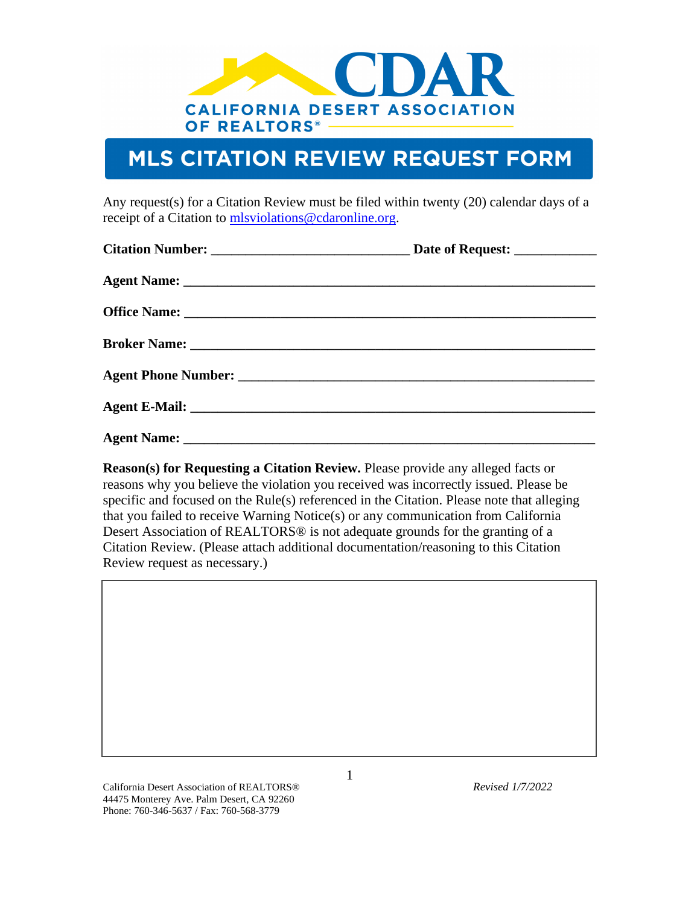CDAR

CALIFORNIA DESERT ASSOCIATION OF REALTORS®

# MLS CITATION REVIEW REQUEST FORM

Any request(s) for a Citation Review must be filed within twenty (20) calendar days of a receipt of a Citation to mlsviolations@cdaronline.org.

**Citation Number:** ____________________________ **Date of Request:** ___________

**Agent Name:** ___________________________________________________________

**Office Name:** ___________________________________________________________

**Broker Name:** ___________________________________________________________

**Agent Phone Number:** ____________________________________________________

**Agent E-Mail:** ___________________________________________________________

**Agent Name:** ___________________________________________________________

**Reason(s) for Requesting a Citation Review.** Please provide any alleged facts or reasons why you believe the violation you received was incorrectly issued. Please be specific and focused on the Rule(s) referenced in the Citation. Please note that alleging that you failed to receive Warning Notice(s) or any communication from California Desert Association of REALTORS® is not adequate grounds for the granting of a Citation Review. (Please attach additional documentation/reasoning to this Citation Review request as necessary.)

| |
|---|
| |

California Desert Association of REALTORS®
44475 Monterey Ave. Palm Desert, CA 92260
Phone: 760-346-5637 / Fax: 760-568-3779

*Revised 1/7/2022*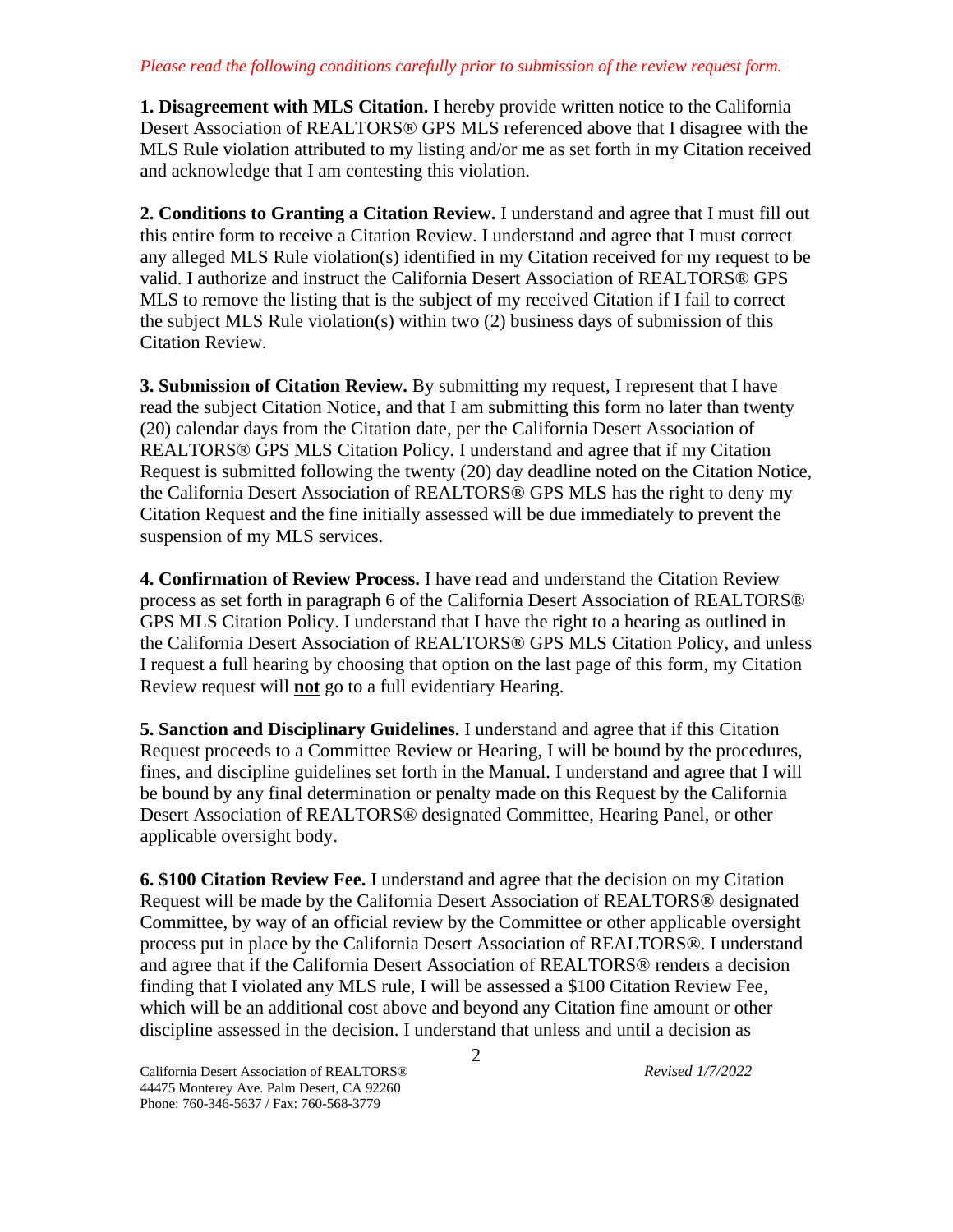*Please read the following conditions carefully prior to submission of the review request form.*

**1. Disagreement with MLS Citation.** I hereby provide written notice to the California Desert Association of REALTORS® GPS MLS referenced above that I disagree with the MLS Rule violation attributed to my listing and/or me as set forth in my Citation received and acknowledge that I am contesting this violation.

**2. Conditions to Granting a Citation Review.** I understand and agree that I must fill out this entire form to receive a Citation Review. I understand and agree that I must correct any alleged MLS Rule violation(s) identified in my Citation received for my request to be valid. I authorize and instruct the California Desert Association of REALTORS® GPS MLS to remove the listing that is the subject of my received Citation if I fail to correct the subject MLS Rule violation(s) within two (2) business days of submission of this Citation Review.

**3. Submission of Citation Review.** By submitting my request, I represent that I have read the subject Citation Notice, and that I am submitting this form no later than twenty (20) calendar days from the Citation date, per the California Desert Association of REALTORS® GPS MLS Citation Policy. I understand and agree that if my Citation Request is submitted following the twenty (20) day deadline noted on the Citation Notice, the California Desert Association of REALTORS® GPS MLS has the right to deny my Citation Request and the fine initially assessed will be due immediately to prevent the suspension of my MLS services.

**4. Confirmation of Review Process.** I have read and understand the Citation Review process as set forth in paragraph 6 of the California Desert Association of REALTORS® GPS MLS Citation Policy. I understand that I have the right to a hearing as outlined in the California Desert Association of REALTORS® GPS MLS Citation Policy, and unless I request a full hearing by choosing that option on the last page of this form, my Citation Review request will **not** go to a full evidentiary Hearing.

**5. Sanction and Disciplinary Guidelines.** I understand and agree that if this Citation Request proceeds to a Committee Review or Hearing, I will be bound by the procedures, fines, and discipline guidelines set forth in the Manual. I understand and agree that I will be bound by any final determination or penalty made on this Request by the California Desert Association of REALTORS® designated Committee, Hearing Panel, or other applicable oversight body.

**6. $100 Citation Review Fee.** I understand and agree that the decision on my Citation Request will be made by the California Desert Association of REALTORS® designated Committee, by way of an official review by the Committee or other applicable oversight process put in place by the California Desert Association of REALTORS®. I understand and agree that if the California Desert Association of REALTORS® renders a decision finding that I violated any MLS rule, I will be assessed a $100 Citation Review Fee, which will be an additional cost above and beyond any Citation fine amount or other discipline assessed in the decision. I understand that unless and until a decision as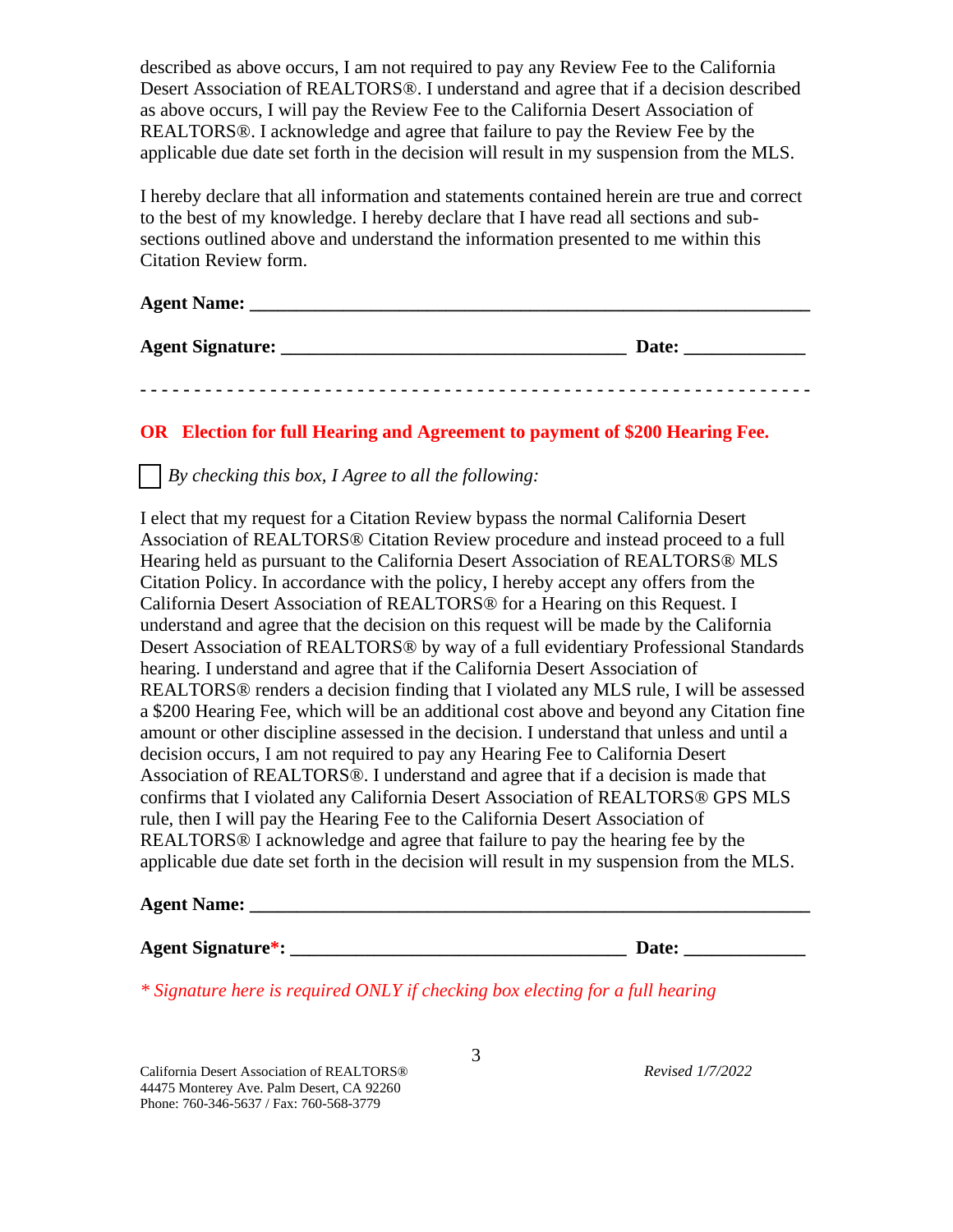described as above occurs, I am not required to pay any Review Fee to the California Desert Association of REALTORS®. I understand and agree that if a decision described as above occurs, I will pay the Review Fee to the California Desert Association of REALTORS®. I acknowledge and agree that failure to pay the Review Fee by the applicable due date set forth in the decision will result in my suspension from the MLS.

I hereby declare that all information and statements contained herein are true and correct to the best of my knowledge. I hereby declare that I have read all sections and sub-sections outlined above and understand the information presented to me within this Citation Review form.

**Agent Name:** ______________________________________________________________

**Agent Signature:** ____________________________________ **Date:** _____________

- - - - - - - - - - - - - - - - - - - - - - - - - - - - - - - - - - - - - - - - - - - - - - - - - - - - - - - - - - - - - - -

**OR Election for full Hearing and Agreement to payment of $200 Hearing Fee.**

☐ *By checking this box, I Agree to all the following:*

I elect that my request for a Citation Review bypass the normal California Desert Association of REALTORS® Citation Review procedure and instead proceed to a full Hearing held as pursuant to the California Desert Association of REALTORS® MLS Citation Policy. In accordance with the policy, I hereby accept any offers from the California Desert Association of REALTORS® for a Hearing on this Request. I understand and agree that the decision on this request will be made by the California Desert Association of REALTORS® by way of a full evidentiary Professional Standards hearing. I understand and agree that if the California Desert Association of REALTORS® renders a decision finding that I violated any MLS rule, I will be assessed a $200 Hearing Fee, which will be an additional cost above and beyond any Citation fine amount or other discipline assessed in the decision. I understand that unless and until a decision occurs, I am not required to pay any Hearing Fee to California Desert Association of REALTORS®. I understand and agree that if a decision is made that confirms that I violated any California Desert Association of REALTORS® GPS MLS rule, then I will pay the Hearing Fee to the California Desert Association of REALTORS® I acknowledge and agree that failure to pay the hearing fee by the applicable due date set forth in the decision will result in my suspension from the MLS.

**Agent Name:** ______________________________________________________________

**Agent Signature*:** ____________________________________ **Date:** _____________

*\* Signature here is required ONLY if checking box electing for a full hearing*

California Desert Association of REALTORS®
44475 Monterey Ave. Palm Desert, CA 92260
Phone: 760-346-5637 / Fax: 760-568-3779

*Revised 1/7/2022*